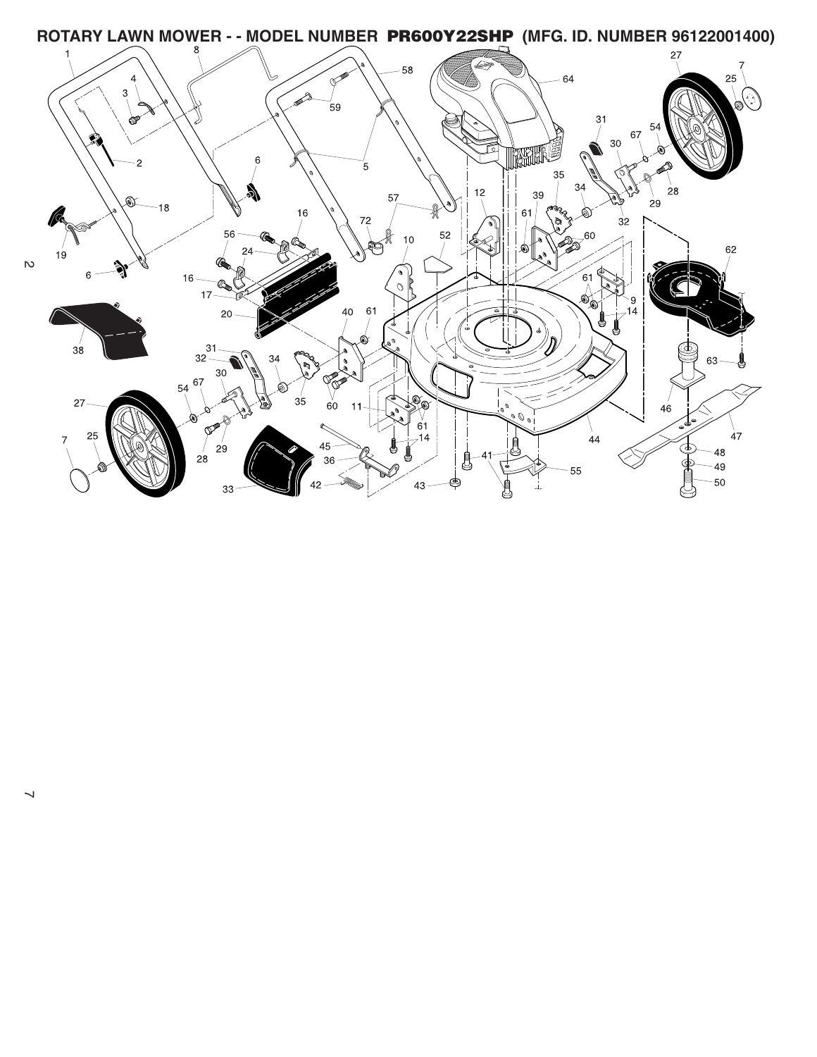# ROTARY LAWN MOWER - - MODEL NUMBER PR600Y22SHP (MFG. ID. NUMBER 96122001400)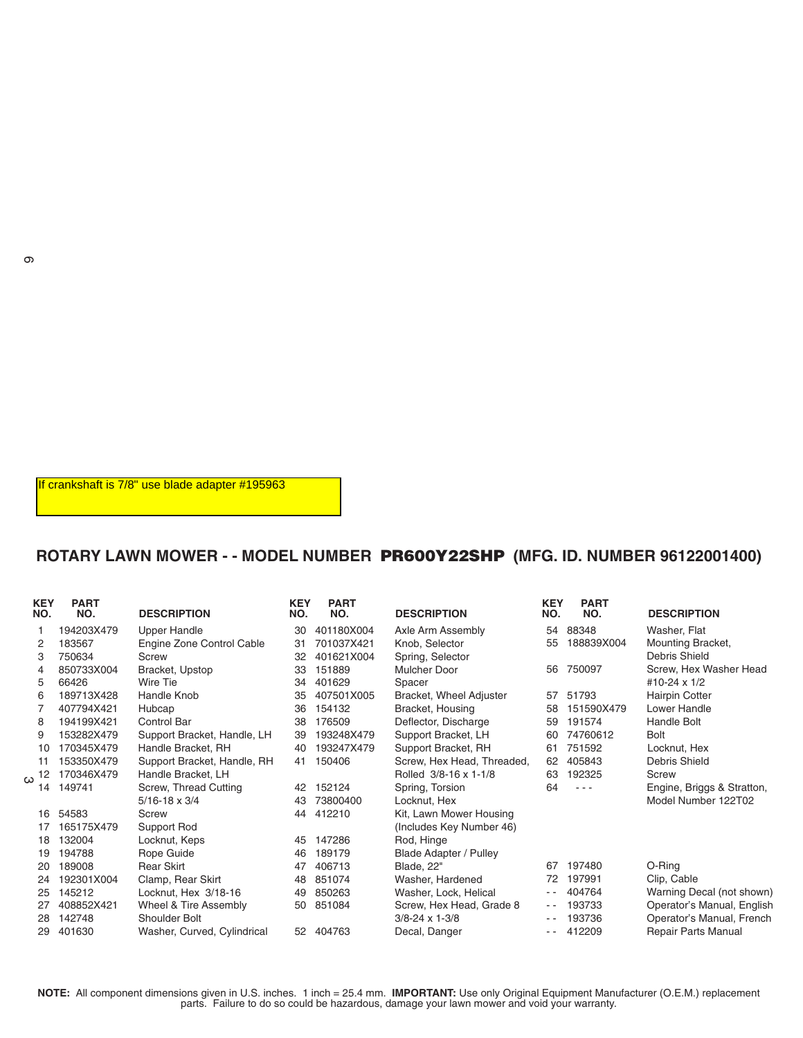If crankshaft is 7/8" use blade adapter #195963

## ROTARY LAWN MOWER - - MODEL NUMBER PR600Y22SHP (MFG. ID. NUMBER 96122001400)

| KEY NO. | PART NO. | DESCRIPTION | KEY NO. | PART NO. | DESCRIPTION | KEY NO. | PART NO. | DESCRIPTION |
|---|---|---|---|---|---|---|---|---|
| 1 | 194203X479 | Upper Handle | 30 | 401180X004 | Axle Arm Assembly | 54 | 88348 | Washer, Flat |
| 2 | 183567 | Engine Zone Control Cable | 31 | 701037X421 | Knob, Selector | 55 | 188839X004 | Mounting Bracket, Debris Shield |
| 3 | 750634 | Screw | 32 | 401621X004 | Spring, Selector | 56 | 750097 | Screw, Hex Washer Head #10-24 x 1/2 |
| 4 | 850733X004 | Bracket, Upstop | 33 | 151889 | Mulcher Door | 57 | 51793 | Hairpin Cotter |
| 5 | 66426 | Wire Tie | 34 | 401629 | Spacer | 58 | 151590X479 | Lower Handle |
| 6 | 189713X428 | Handle Knob | 35 | 407501X005 | Bracket, Wheel Adjuster | 59 | 191574 | Handle Bolt |
| 7 | 407794X421 | Hubcap | 36 | 154132 | Bracket, Housing | 60 | 74760612 | Bolt |
| 8 | 194199X421 | Control Bar | 38 | 176509 | Deflector, Discharge | 61 | 751592 | Locknut, Hex |
| 9 | 153282X479 | Support Bracket, Handle, LH | 39 | 193248X479 | Support Bracket, LH | 62 | 405843 | Debris Shield |
| 10 | 170345X479 | Handle Bracket, RH | 40 | 193247X479 | Support Bracket, RH | 63 | 192325 | Screw |
| 11 | 153350X479 | Support Bracket, Handle, RH | 41 | 150406 | Screw, Hex Head, Threaded, Rolled 3/8-16 x 1-1/8 | 64 | - - - | Engine, Briggs & Stratton, Model Number 122T02 |
| 12 | 170346X479 | Handle Bracket, LH | 42 | 152124 | Spring, Torsion | | | |
| 14 | 149741 | Screw, Thread Cutting 5/16-18 x 3/4 | 43 | 73800400 | Locknut, Hex | | | |
| 16 | 54583 | Screw | 44 | 412210 | Kit, Lawn Mower Housing (Includes Key Number 46) | | | |
| 17 | 165175X479 | Support Rod | 45 | 147286 | Rod, Hinge | | | |
| 18 | 132004 | Locknut, Keps | 46 | 189179 | Blade Adapter / Pulley | | | |
| 19 | 194788 | Rope Guide | 47 | 406713 | Blade, 22" | 67 | 197480 | O-Ring |
| 20 | 189008 | Rear Skirt | 48 | 851074 | Washer, Hardened | 72 | 197991 | Clip, Cable |
| 24 | 192301X004 | Clamp, Rear Skirt | 49 | 850263 | Washer, Lock, Helical | - - | 404764 | Warning Decal (not shown) |
| 25 | 145212 | Locknut, Hex 3/18-16 | 50 | 851084 | Screw, Hex Head, Grade 8 3/8-24 x 1-3/8 | - - | 193733 | Operator's Manual, English |
| 27 | 408852X421 | Wheel & Tire Assembly | 52 | 404763 | Decal, Danger | - - | 193736 | Operator's Manual, French |
| 28 | 142748 | Shoulder Bolt | | | | - - | 412209 | Repair Parts Manual |
| 29 | 401630 | Washer, Curved, Cylindrical | | | | | | |

**NOTE:** All component dimensions given in U.S. inches. 1 inch = 25.4 mm. **IMPORTANT:** Use only Original Equipment Manufacturer (O.E.M.) replacement parts. Failure to do so could be hazardous, damage your lawn mower and void your warranty.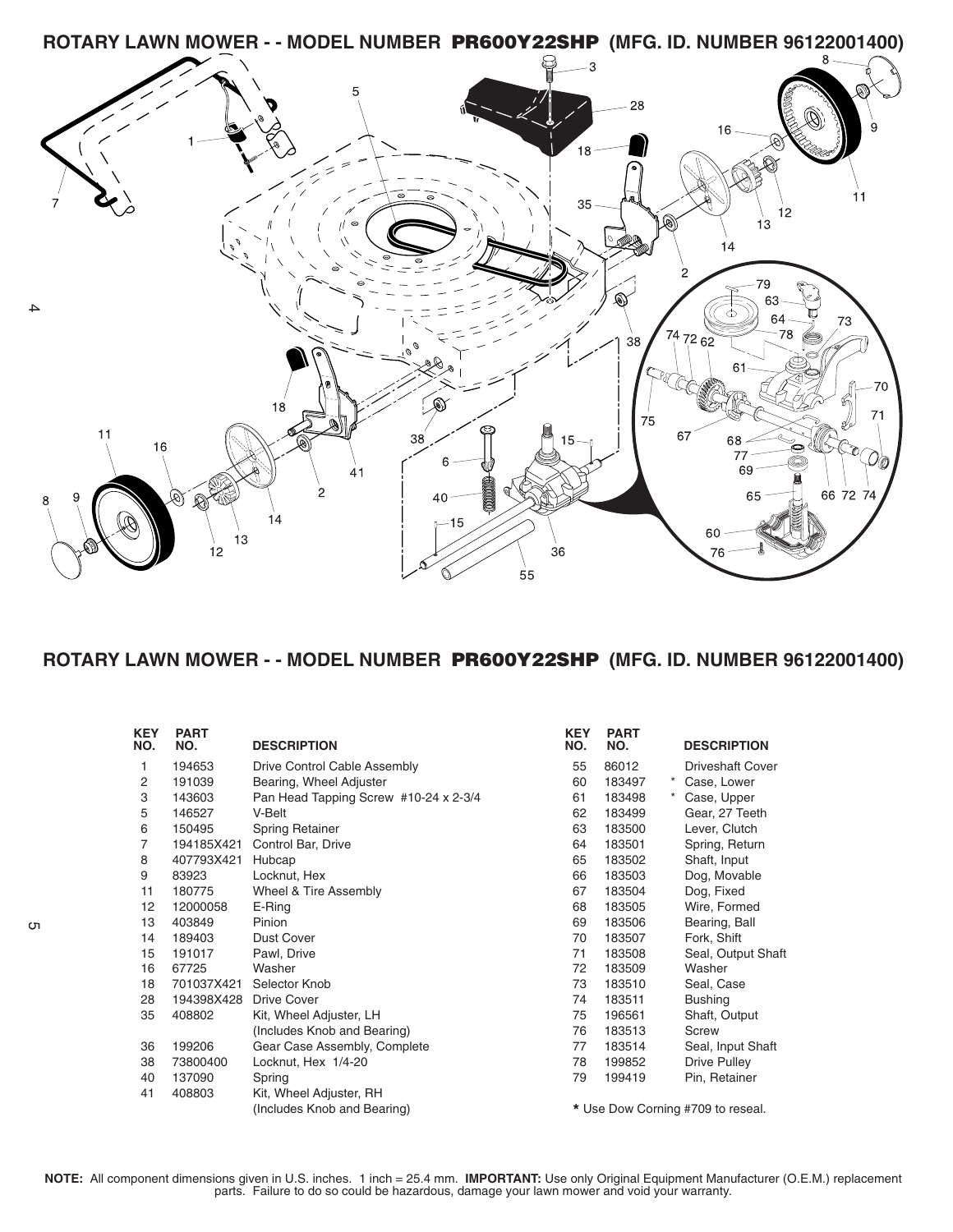# ROTARY LAWN MOWER - - MODEL NUMBER PR600Y22SHP (MFG. ID. NUMBER 96122001400)

# ROTARY LAWN MOWER - - MODEL NUMBER PR600Y22SHP (MFG. ID. NUMBER 96122001400)

| KEY NO. | PART NO. | DESCRIPTION |
|---|---|---|
| 1 | 194653 | Drive Control Cable Assembly |
| 2 | 191039 | Bearing, Wheel Adjuster |
| 3 | 143603 | Pan Head Tapping Screw #10-24 x 2-3/4 |
| 5 | 146527 | V-Belt |
| 6 | 150495 | Spring Retainer |
| 7 | 194185X421 | Control Bar, Drive |
| 8 | 407793X421 | Hubcap |
| 9 | 83923 | Locknut, Hex |
| 11 | 180775 | Wheel & Tire Assembly |
| 12 | 12000058 | E-Ring |
| 13 | 403849 | Pinion |
| 14 | 189403 | Dust Cover |
| 15 | 191017 | Pawl, Drive |
| 16 | 67725 | Washer |
| 18 | 701037X421 | Selector Knob |
| 28 | 194398X428 | Drive Cover |
| 35 | 408802 | Kit, Wheel Adjuster, LH (Includes Knob and Bearing) |
| 36 | 199206 | Gear Case Assembly, Complete |
| 38 | 73800400 | Locknut, Hex 1/4-20 |
| 40 | 137090 | Spring |
| 41 | 408803 | Kit, Wheel Adjuster, RH (Includes Knob and Bearing) |
| 55 | 86012 | Driveshaft Cover |
| 60 | 183497 | * Case, Lower |
| 61 | 183498 | * Case, Upper |
| 62 | 183499 | Gear, 27 Teeth |
| 63 | 183500 | Lever, Clutch |
| 64 | 183501 | Spring, Return |
| 65 | 183502 | Shaft, Input |
| 66 | 183503 | Dog, Movable |
| 67 | 183504 | Dog, Fixed |
| 68 | 183505 | Wire, Formed |
| 69 | 183506 | Bearing, Ball |
| 70 | 183507 | Fork, Shift |
| 71 | 183508 | Seal, Output Shaft |
| 72 | 183509 | Washer |
| 73 | 183510 | Seal, Case |
| 74 | 183511 | Bushing |
| 75 | 196561 | Shaft, Output |
| 76 | 183513 | Screw |
| 77 | 183514 | Seal, Input Shaft |
| 78 | 199852 | Drive Pulley |
| 79 | 199419 | Pin, Retainer |

* Use Dow Corning #709 to reseal.

**NOTE:** All component dimensions given in U.S. inches. 1 inch = 25.4 mm. **IMPORTANT:** Use only Original Equipment Manufacturer (O.E.M.) replacement parts. Failure to do so could be hazardous, damage your lawn mower and void your warranty.